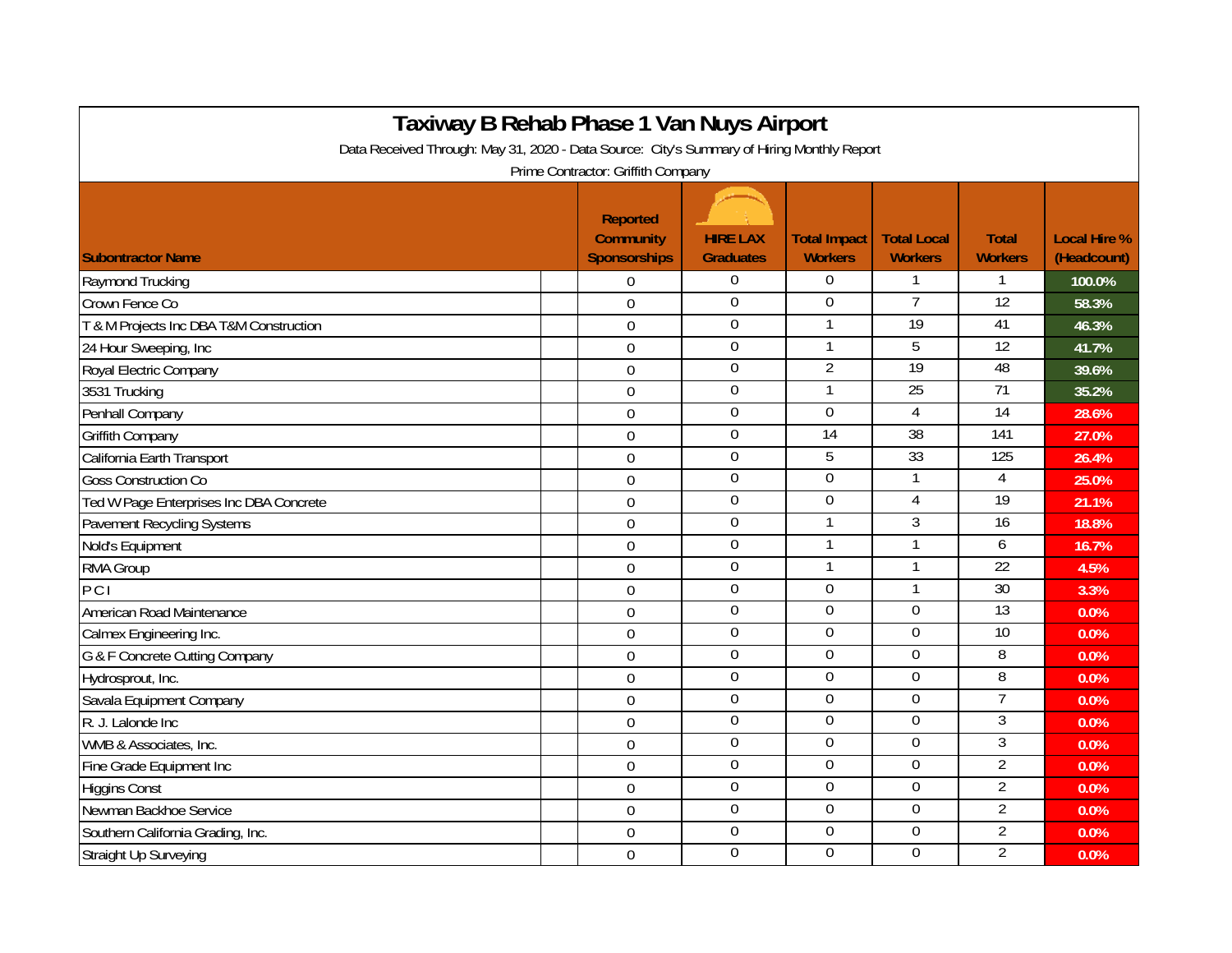# Taxiway B Rehab Phase 1 Van Nuys Airport

Data Received Through: May 31, 2020 - Data Source: City's Summary of Hiring Monthly Report

Prime Contractor: Griffith Company

| Subontractor Name | Reported Community Sponsorships | HIRE LAX Graduates | Total Impact Workers | Total Local Workers | Total Workers | Local Hire % (Headcount) |
|---|---|---|---|---|---|---|
| Raymond Trucking | 0 | 0 | 0 | 1 | 1 | 100.0% |
| Crown Fence Co | 0 | 0 | 0 | 7 | 12 | 58.3% |
| T & M Projects Inc DBA T&M Construction | 0 | 0 | 1 | 19 | 41 | 46.3% |
| 24 Hour Sweeping, Inc | 0 | 0 | 1 | 5 | 12 | 41.7% |
| Royal Electric Company | 0 | 0 | 2 | 19 | 48 | 39.6% |
| 3531 Trucking | 0 | 0 | 1 | 25 | 71 | 35.2% |
| Penhall Company | 0 | 0 | 0 | 4 | 14 | 28.6% |
| Griffith Company | 0 | 0 | 14 | 38 | 141 | 27.0% |
| California Earth Transport | 0 | 0 | 5 | 33 | 125 | 26.4% |
| Goss Construction Co | 0 | 0 | 0 | 1 | 4 | 25.0% |
| Ted W Page Enterprises Inc DBA Concrete | 0 | 0 | 0 | 4 | 19 | 21.1% |
| Pavement Recycling Systems | 0 | 0 | 1 | 3 | 16 | 18.8% |
| Nold's Equipment | 0 | 0 | 1 | 1 | 6 | 16.7% |
| RMA Group | 0 | 0 | 1 | 1 | 22 | 4.5% |
| P C I | 0 | 0 | 0 | 1 | 30 | 3.3% |
| American Road Maintenance | 0 | 0 | 0 | 0 | 13 | 0.0% |
| Calmex Engineering Inc. | 0 | 0 | 0 | 0 | 10 | 0.0% |
| G & F Concrete Cutting Company | 0 | 0 | 0 | 0 | 8 | 0.0% |
| Hydrosprout, Inc. | 0 | 0 | 0 | 0 | 8 | 0.0% |
| Savala Equipment Company | 0 | 0 | 0 | 0 | 7 | 0.0% |
| R. J. Lalonde Inc | 0 | 0 | 0 | 0 | 3 | 0.0% |
| WMB & Associates, Inc. | 0 | 0 | 0 | 0 | 3 | 0.0% |
| Fine Grade Equipment Inc | 0 | 0 | 0 | 0 | 2 | 0.0% |
| Higgins Const | 0 | 0 | 0 | 0 | 2 | 0.0% |
| Newman Backhoe Service | 0 | 0 | 0 | 0 | 2 | 0.0% |
| Southern California Grading, Inc. | 0 | 0 | 0 | 0 | 2 | 0.0% |
| Straight Up Surveying | 0 | 0 | 0 | 0 | 2 | 0.0% |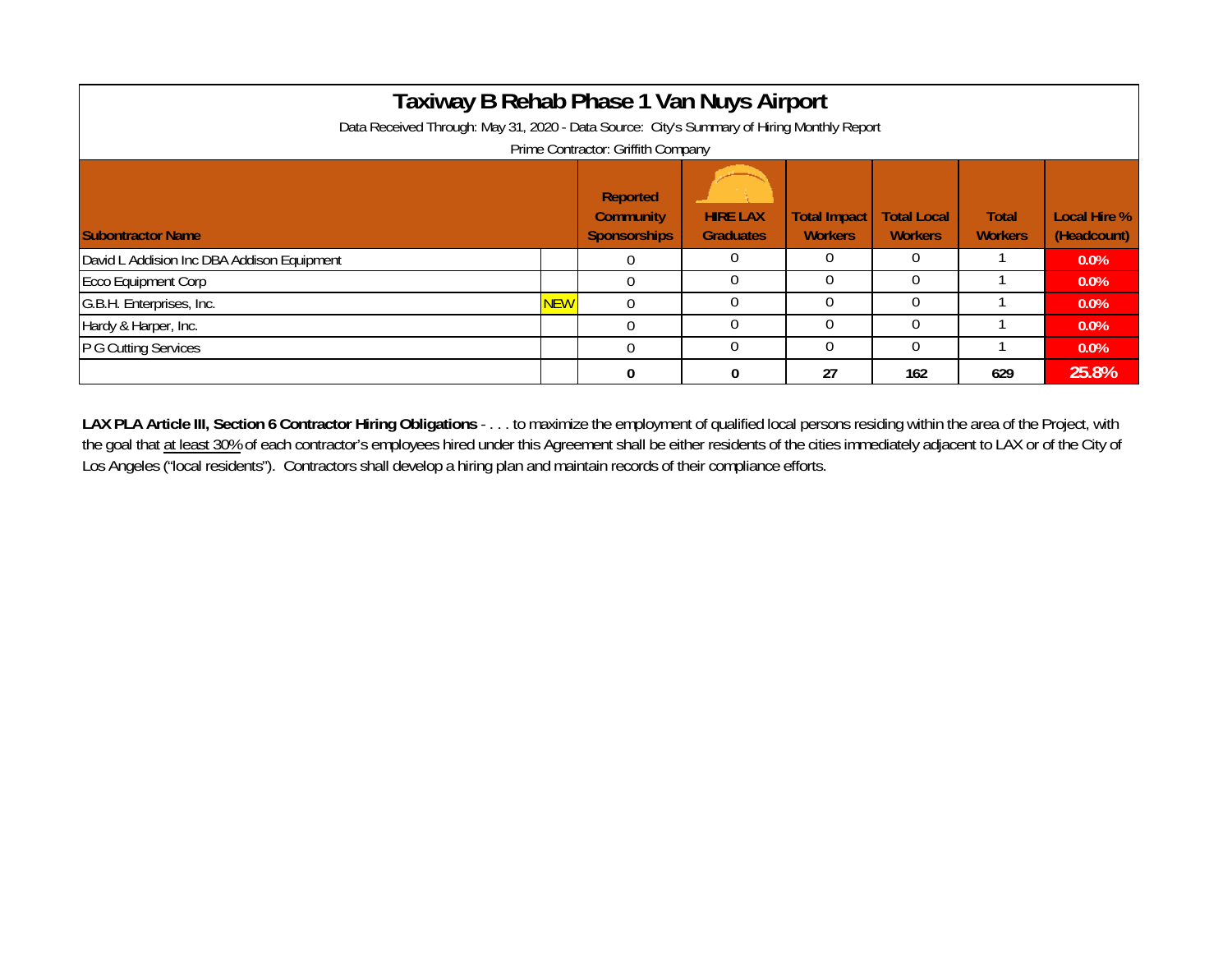# Taxiway B Rehab Phase 1 Van Nuys Airport

Data Received Through: May 31, 2020 - Data Source: City's Summary of Hiring Monthly Report

Prime Contractor: Griffith Company

| Subontractor Name | | Reported Community Sponsorships | HIRE LAX Graduates | Total Impact Workers | Total Local Workers | Total Workers | Local Hire % (Headcount) |
|---|---|---|---|---|---|---|---|
| David L Addision Inc DBA Addison Equipment | | 0 | 0 | 0 | 0 | 1 | 0.0% |
| Ecco Equipment Corp | | 0 | 0 | 0 | 0 | 1 | 0.0% |
| G.B.H. Enterprises, Inc. | NEW | 0 | 0 | 0 | 0 | 1 | 0.0% |
| Hardy & Harper, Inc. | | 0 | 0 | 0 | 0 | 1 | 0.0% |
| P G Cutting Services | | 0 | 0 | 0 | 0 | 1 | 0.0% |
| | | **0** | **0** | **27** | **162** | **629** | **25.8%** |

**LAX PLA Article III, Section 6 Contractor Hiring Obligations** - . . . to maximize the employment of qualified local persons residing within the area of the Project, with the goal that at least 30% of each contractor's employees hired under this Agreement shall be either residents of the cities immediately adjacent to LAX or of the City of Los Angeles ("local residents"). Contractors shall develop a hiring plan and maintain records of their compliance efforts.